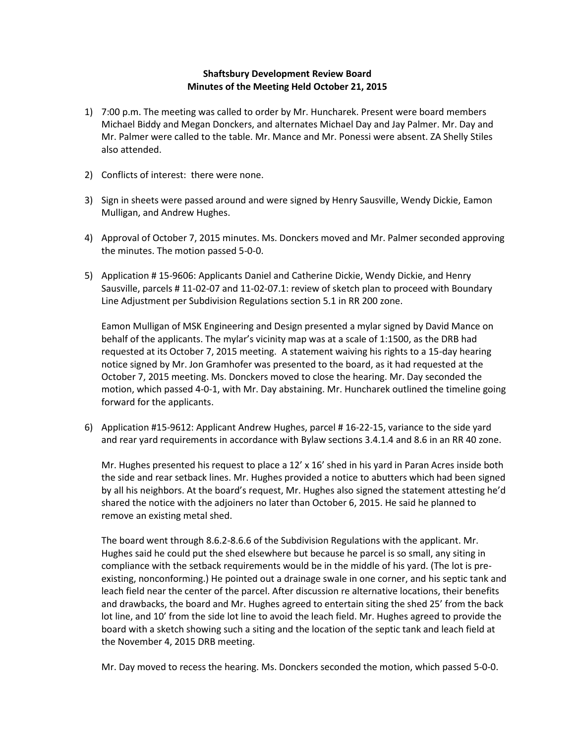**Shaftsbury Development Review Board**
**Minutes of the Meeting Held October 21, 2015**

1) 7:00 p.m. The meeting was called to order by Mr. Huncharek. Present were board members Michael Biddy and Megan Donckers, and alternates Michael Day and Jay Palmer. Mr. Day and Mr. Palmer were called to the table. Mr. Mance and Mr. Ponessi were absent. ZA Shelly Stiles also attended.

2) Conflicts of interest: there were none.

3) Sign in sheets were passed around and were signed by Henry Sausville, Wendy Dickie, Eamon Mulligan, and Andrew Hughes.

4) Approval of October 7, 2015 minutes. Ms. Donckers moved and Mr. Palmer seconded approving the minutes. The motion passed 5-0-0.

5) Application # 15-9606: Applicants Daniel and Catherine Dickie, Wendy Dickie, and Henry Sausville, parcels # 11-02-07 and 11-02-07.1: review of sketch plan to proceed with Boundary Line Adjustment per Subdivision Regulations section 5.1 in RR 200 zone.

   Eamon Mulligan of MSK Engineering and Design presented a mylar signed by David Mance on behalf of the applicants. The mylar's vicinity map was at a scale of 1:1500, as the DRB had requested at its October 7, 2015 meeting. A statement waiving his rights to a 15-day hearing notice signed by Mr. Jon Gramhofer was presented to the board, as it had requested at the October 7, 2015 meeting. Ms. Donckers moved to close the hearing. Mr. Day seconded the motion, which passed 4-0-1, with Mr. Day abstaining. Mr. Huncharek outlined the timeline going forward for the applicants.

6) Application #15-9612: Applicant Andrew Hughes, parcel # 16-22-15, variance to the side yard and rear yard requirements in accordance with Bylaw sections 3.4.1.4 and 8.6 in an RR 40 zone.

   Mr. Hughes presented his request to place a 12' x 16' shed in his yard in Paran Acres inside both the side and rear setback lines. Mr. Hughes provided a notice to abutters which had been signed by all his neighbors. At the board's request, Mr. Hughes also signed the statement attesting he'd shared the notice with the adjoiners no later than October 6, 2015. He said he planned to remove an existing metal shed.

   The board went through 8.6.2-8.6.6 of the Subdivision Regulations with the applicant. Mr. Hughes said he could put the shed elsewhere but because he parcel is so small, any siting in compliance with the setback requirements would be in the middle of his yard. (The lot is pre-existing, nonconforming.) He pointed out a drainage swale in one corner, and his septic tank and leach field near the center of the parcel. After discussion re alternative locations, their benefits and drawbacks, the board and Mr. Hughes agreed to entertain siting the shed 25' from the back lot line, and 10' from the side lot line to avoid the leach field. Mr. Hughes agreed to provide the board with a sketch showing such a siting and the location of the septic tank and leach field at the November 4, 2015 DRB meeting.

   Mr. Day moved to recess the hearing. Ms. Donckers seconded the motion, which passed 5-0-0.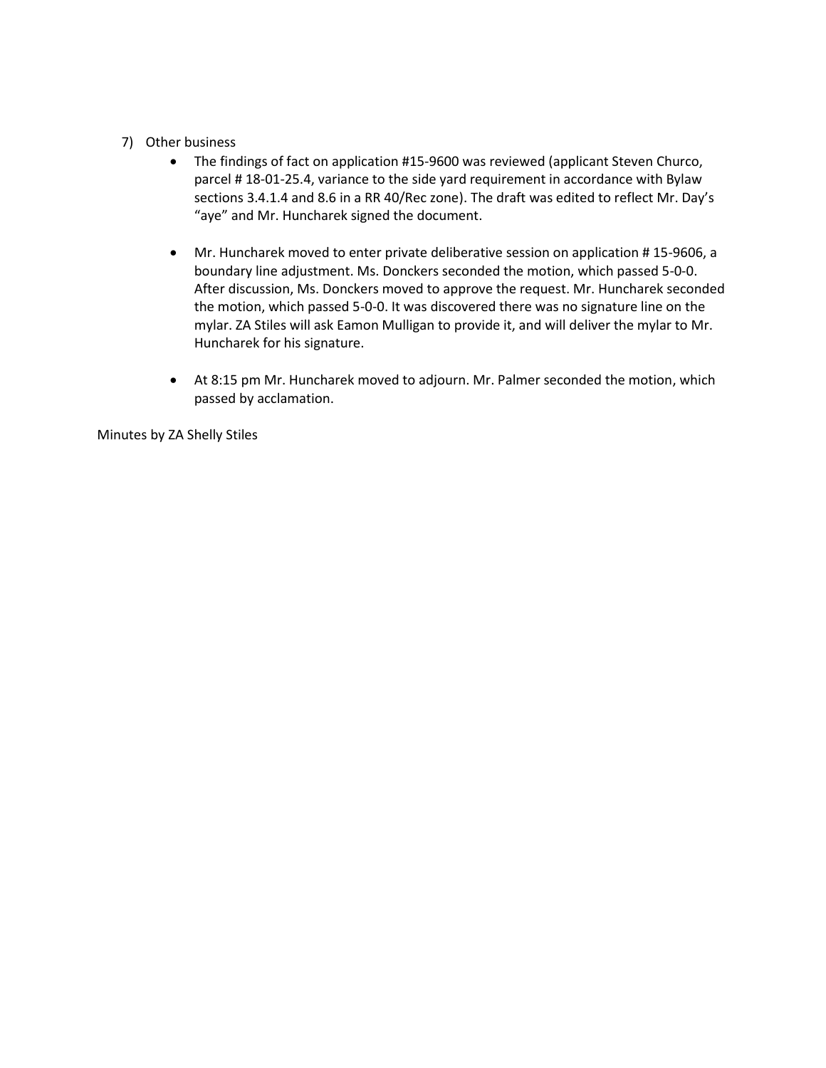7) Other business

- The findings of fact on application #15-9600 was reviewed (applicant Steven Churco, parcel # 18-01-25.4, variance to the side yard requirement in accordance with Bylaw sections 3.4.1.4 and 8.6 in a RR 40/Rec zone). The draft was edited to reflect Mr. Day's "aye" and Mr. Huncharek signed the document.

- Mr. Huncharek moved to enter private deliberative session on application # 15-9606, a boundary line adjustment. Ms. Donckers seconded the motion, which passed 5-0-0. After discussion, Ms. Donckers moved to approve the request. Mr. Huncharek seconded the motion, which passed 5-0-0. It was discovered there was no signature line on the mylar. ZA Stiles will ask Eamon Mulligan to provide it, and will deliver the mylar to Mr. Huncharek for his signature.

- At 8:15 pm Mr. Huncharek moved to adjourn. Mr. Palmer seconded the motion, which passed by acclamation.

Minutes by ZA Shelly Stiles